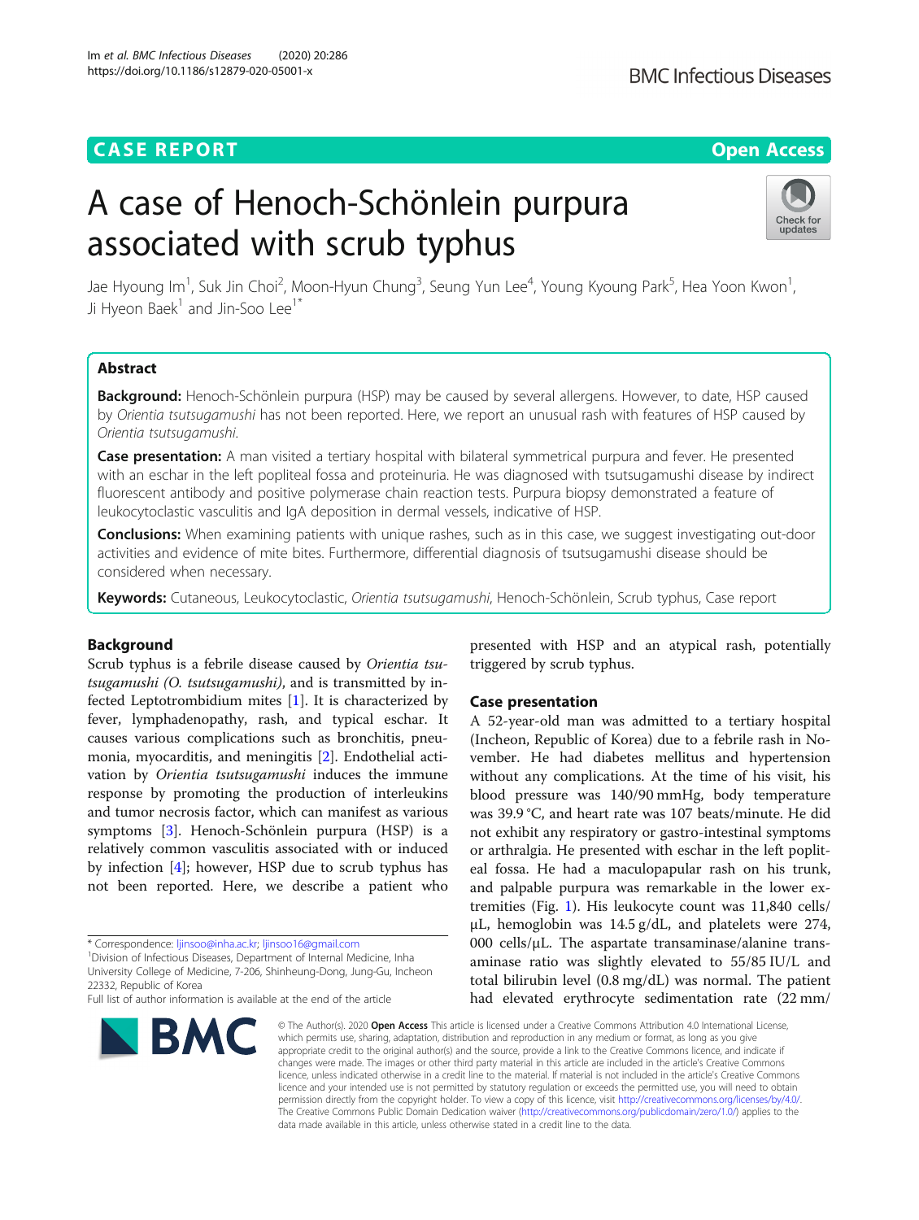CASE REPORT

Open Access

# A case of Henoch-Schönlein purpura associated with scrub typhus

Jae Hyoung Im[1], Suk Jin Choi[2], Moon-Hyun Chung[3], Seung Yun Lee[4], Young Kyoung Park[5], Hea Yoon Kwon[1], Ji Hyeon Baek[1] and Jin-Soo Lee[1*]

## Abstract

**Background:** Henoch-Schönlein purpura (HSP) may be caused by several allergens. However, to date, HSP caused by *Orientia tsutsugamushi* has not been reported. Here, we report an unusual rash with features of HSP caused by *Orientia tsutsugamushi*.

**Case presentation:** A man visited a tertiary hospital with bilateral symmetrical purpura and fever. He presented with an eschar in the left popliteal fossa and proteinuria. He was diagnosed with tsutsugamushi disease by indirect fluorescent antibody and positive polymerase chain reaction tests. Purpura biopsy demonstrated a feature of leukocytoclastic vasculitis and IgA deposition in dermal vessels, indicative of HSP.

**Conclusions:** When examining patients with unique rashes, such as in this case, we suggest investigating out-door activities and evidence of mite bites. Furthermore, differential diagnosis of tsutsugamushi disease should be considered when necessary.

**Keywords:** Cutaneous, Leukocytoclastic, *Orientia tsutsugamushi*, Henoch-Schönlein, Scrub typhus, Case report

## Background

Scrub typhus is a febrile disease caused by *Orientia tsutsugamushi (O. tsutsugamushi)*, and is transmitted by infected Leptotrombidium mites [1]. It is characterized by fever, lymphadenopathy, rash, and typical eschar. It causes various complications such as bronchitis, pneumonia, myocarditis, and meningitis [2]. Endothelial activation by *Orientia tsutsugamushi* induces the immune response by promoting the production of interleukins and tumor necrosis factor, which can manifest as various symptoms [3]. Henoch-Schönlein purpura (HSP) is a relatively common vasculitis associated with or induced by infection [4]; however, HSP due to scrub typhus has not been reported. Here, we describe a patient who presented with HSP and an atypical rash, potentially triggered by scrub typhus.

## Case presentation

A 52-year-old man was admitted to a tertiary hospital (Incheon, Republic of Korea) due to a febrile rash in November. He had diabetes mellitus and hypertension without any complications. At the time of his visit, his blood pressure was 140/90 mmHg, body temperature was 39.9 °C, and heart rate was 107 beats/minute. He did not exhibit any respiratory or gastro-intestinal symptoms or arthralgia. He presented with eschar in the left popliteal fossa. He had a maculopapular rash on his trunk, and palpable purpura was remarkable in the lower extremities (Fig. 1). His leukocyte count was 11,840 cells/μL, hemoglobin was 14.5 g/dL, and platelets were 274, 000 cells/μL. The aspartate transaminase/alanine transaminase ratio was slightly elevated to 55/85 IU/L and total bilirubin level (0.8 mg/dL) was normal. The patient had elevated erythrocyte sedimentation rate (22 mm/

\* Correspondence: ljinsoo@inha.ac.kr; ljinsoo16@gmail.com
[1]Division of Infectious Diseases, Department of Internal Medicine, Inha University College of Medicine, 7-206, Shinheung-Dong, Jung-Gu, Incheon 22332, Republic of Korea
Full list of author information is available at the end of the article

© The Author(s). 2020 **Open Access** This article is licensed under a Creative Commons Attribution 4.0 International License, which permits use, sharing, adaptation, distribution and reproduction in any medium or format, as long as you give appropriate credit to the original author(s) and the source, provide a link to the Creative Commons licence, and indicate if changes were made. The images or other third party material in this article are included in the article's Creative Commons licence, unless indicated otherwise in a credit line to the material. If material is not included in the article's Creative Commons licence and your intended use is not permitted by statutory regulation or exceeds the permitted use, you will need to obtain permission directly from the copyright holder. To view a copy of this licence, visit http://creativecommons.org/licenses/by/4.0/. The Creative Commons Public Domain Dedication waiver (http://creativecommons.org/publicdomain/zero/1.0/) applies to the data made available in this article, unless otherwise stated in a credit line to the data.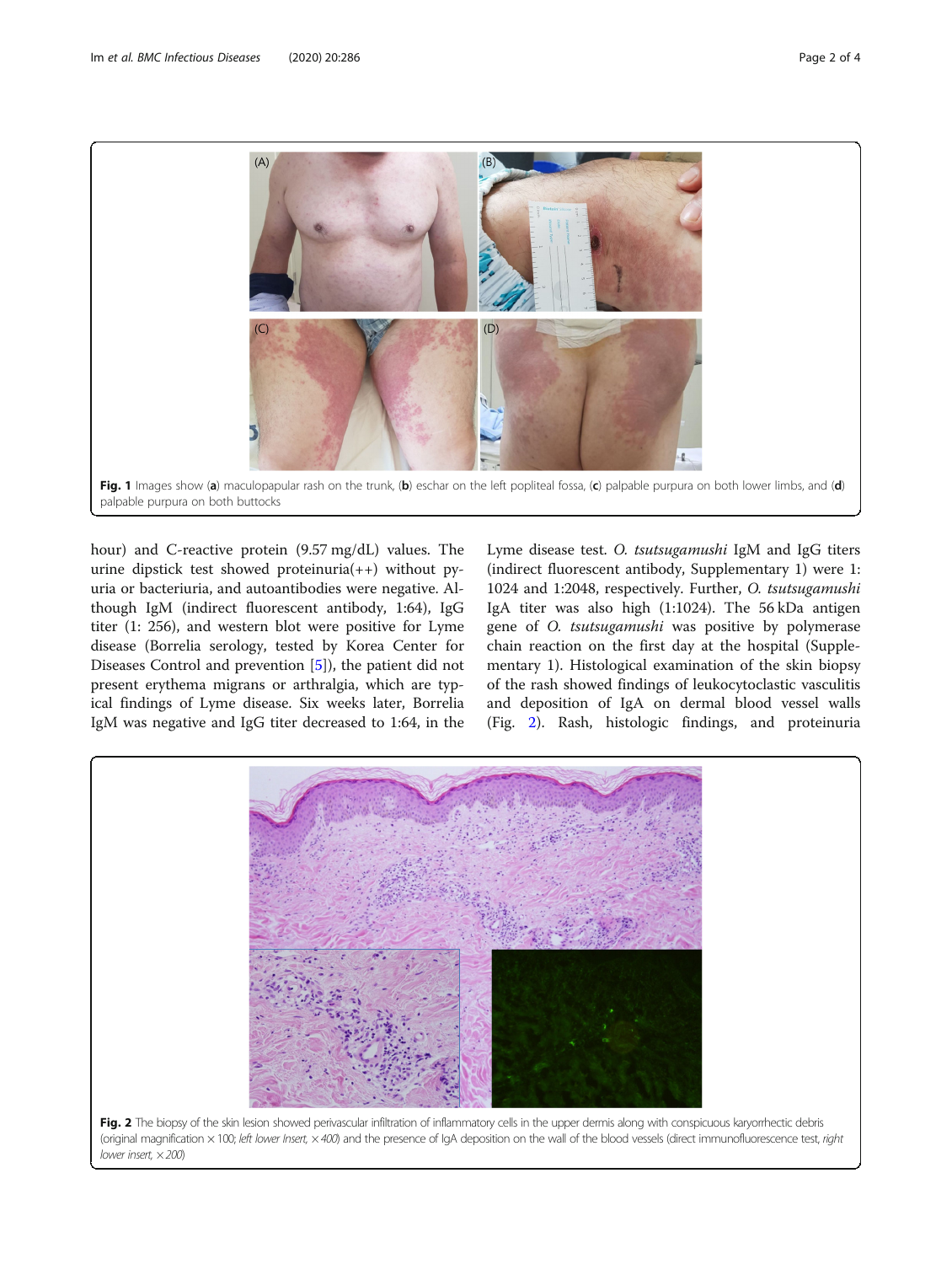**Fig. 1** Images show (**a**) maculopapular rash on the trunk, (**b**) eschar on the left popliteal fossa, (**c**) palpable purpura on both lower limbs, and (**d**) palpable purpura on both buttocks

hour) and C-reactive protein (9.57 mg/dL) values. The urine dipstick test showed proteinuria(++) without pyuria or bacteriuria, and autoantibodies were negative. Although IgM (indirect fluorescent antibody, 1:64), IgG titer (1: 256), and western blot were positive for Lyme disease (Borrelia serology, tested by Korea Center for Diseases Control and prevention [5]), the patient did not present erythema migrans or arthralgia, which are typical findings of Lyme disease. Six weeks later, Borrelia IgM was negative and IgG titer decreased to 1:64, in the Lyme disease test. *O. tsutsugamushi* IgM and IgG titers (indirect fluorescent antibody, Supplementary 1) were 1: 1024 and 1:2048, respectively. Further, *O. tsutsugamushi* IgA titer was also high (1:1024). The 56 kDa antigen gene of *O. tsutsugamushi* was positive by polymerase chain reaction on the first day at the hospital (Supplementary 1). Histological examination of the skin biopsy of the rash showed findings of leukocytoclastic vasculitis and deposition of IgA on dermal blood vessel walls (Fig. 2). Rash, histologic findings, and proteinuria

**Fig. 2** The biopsy of the skin lesion showed perivascular infiltration of inflammatory cells in the upper dermis along with conspicuous karyorrhectic debris (original magnification × 100; *left lower Insert*, × 400) and the presence of IgA deposition on the wall of the blood vessels (direct immunofluorescence test, *right lower insert*, × 200)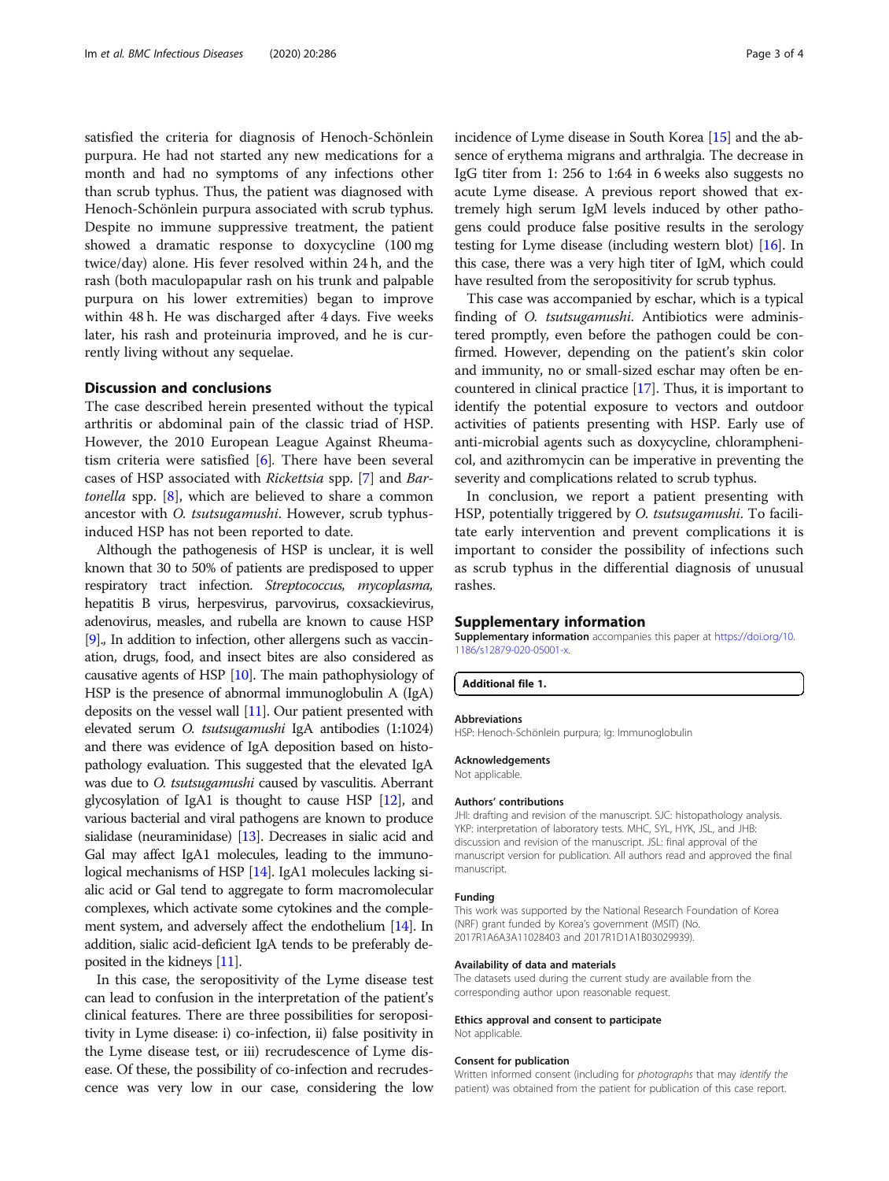satisfied the criteria for diagnosis of Henoch-Schönlein purpura. He had not started any new medications for a month and had no symptoms of any infections other than scrub typhus. Thus, the patient was diagnosed with Henoch-Schönlein purpura associated with scrub typhus. Despite no immune suppressive treatment, the patient showed a dramatic response to doxycycline (100 mg twice/day) alone. His fever resolved within 24 h, and the rash (both maculopapular rash on his trunk and palpable purpura on his lower extremities) began to improve within 48 h. He was discharged after 4 days. Five weeks later, his rash and proteinuria improved, and he is currently living without any sequelae.

## Discussion and conclusions

The case described herein presented without the typical arthritis or abdominal pain of the classic triad of HSP. However, the 2010 European League Against Rheumatism criteria were satisfied [6]. There have been several cases of HSP associated with *Rickettsia* spp. [7] and *Bartonella* spp. [8], which are believed to share a common ancestor with *O. tsutsugamushi*. However, scrub typhus-induced HSP has not been reported to date.

Although the pathogenesis of HSP is unclear, it is well known that 30 to 50% of patients are predisposed to upper respiratory tract infection. *Streptococcus, mycoplasma,* hepatitis B virus, herpesvirus, parvovirus, coxsackievirus, adenovirus, measles, and rubella are known to cause HSP [9]., In addition to infection, other allergens such as vaccination, drugs, food, and insect bites are also considered as causative agents of HSP [10]. The main pathophysiology of HSP is the presence of abnormal immunoglobulin A (IgA) deposits on the vessel wall [11]. Our patient presented with elevated serum *O. tsutsugamushi* IgA antibodies (1:1024) and there was evidence of IgA deposition based on histopathology evaluation. This suggested that the elevated IgA was due to *O. tsutsugamushi* caused by vasculitis. Aberrant glycosylation of IgA1 is thought to cause HSP [12], and various bacterial and viral pathogens are known to produce sialidase (neuraminidase) [13]. Decreases in sialic acid and Gal may affect IgA1 molecules, leading to the immunological mechanisms of HSP [14]. IgA1 molecules lacking sialic acid or Gal tend to aggregate to form macromolecular complexes, which activate some cytokines and the complement system, and adversely affect the endothelium [14]. In addition, sialic acid-deficient IgA tends to be preferably deposited in the kidneys [11].

In this case, the seropositivity of the Lyme disease test can lead to confusion in the interpretation of the patient's clinical features. There are three possibilities for seropositivity in Lyme disease: i) co-infection, ii) false positivity in the Lyme disease test, or iii) recrudescence of Lyme disease. Of these, the possibility of co-infection and recrudescence was very low in our case, considering the low incidence of Lyme disease in South Korea [15] and the absence of erythema migrans and arthralgia. The decrease in IgG titer from 1: 256 to 1:64 in 6 weeks also suggests no acute Lyme disease. A previous report showed that extremely high serum IgM levels induced by other pathogens could produce false positive results in the serology testing for Lyme disease (including western blot) [16]. In this case, there was a very high titer of IgM, which could have resulted from the seropositivity for scrub typhus.

This case was accompanied by eschar, which is a typical finding of *O. tsutsugamushi*. Antibiotics were administered promptly, even before the pathogen could be confirmed. However, depending on the patient's skin color and immunity, no or small-sized eschar may often be encountered in clinical practice [17]. Thus, it is important to identify the potential exposure to vectors and outdoor activities of patients presenting with HSP. Early use of anti-microbial agents such as doxycycline, chloramphenicol, and azithromycin can be imperative in preventing the severity and complications related to scrub typhus.

In conclusion, we report a patient presenting with HSP, potentially triggered by *O. tsutsugamushi*. To facilitate early intervention and prevent complications it is important to consider the possibility of infections such as scrub typhus in the differential diagnosis of unusual rashes.

## Supplementary information

**Supplementary information** accompanies this paper at https://doi.org/10.1186/s12879-020-05001-x.

**Additional file 1.**

### Abbreviations

HSP: Henoch-Schönlein purpura; Ig: Immunoglobulin

### Acknowledgements

Not applicable.

### Authors' contributions

JHI: drafting and revision of the manuscript. SJC: histopathology analysis. YKP: interpretation of laboratory tests. MHC, SYL, HYK, JSL, and JHB: discussion and revision of the manuscript. JSL: final approval of the manuscript version for publication. All authors read and approved the final manuscript.

### Funding

This work was supported by the National Research Foundation of Korea (NRF) grant funded by Korea's government (MSIT) (No. 2017R1A6A3A11028403 and 2017R1D1A1B03029939).

### Availability of data and materials

The datasets used during the current study are available from the corresponding author upon reasonable request.

### Ethics approval and consent to participate

Not applicable.

### Consent for publication

Written informed consent (including for *photographs* that may *identify the* patient) was obtained from the patient for publication of this case report.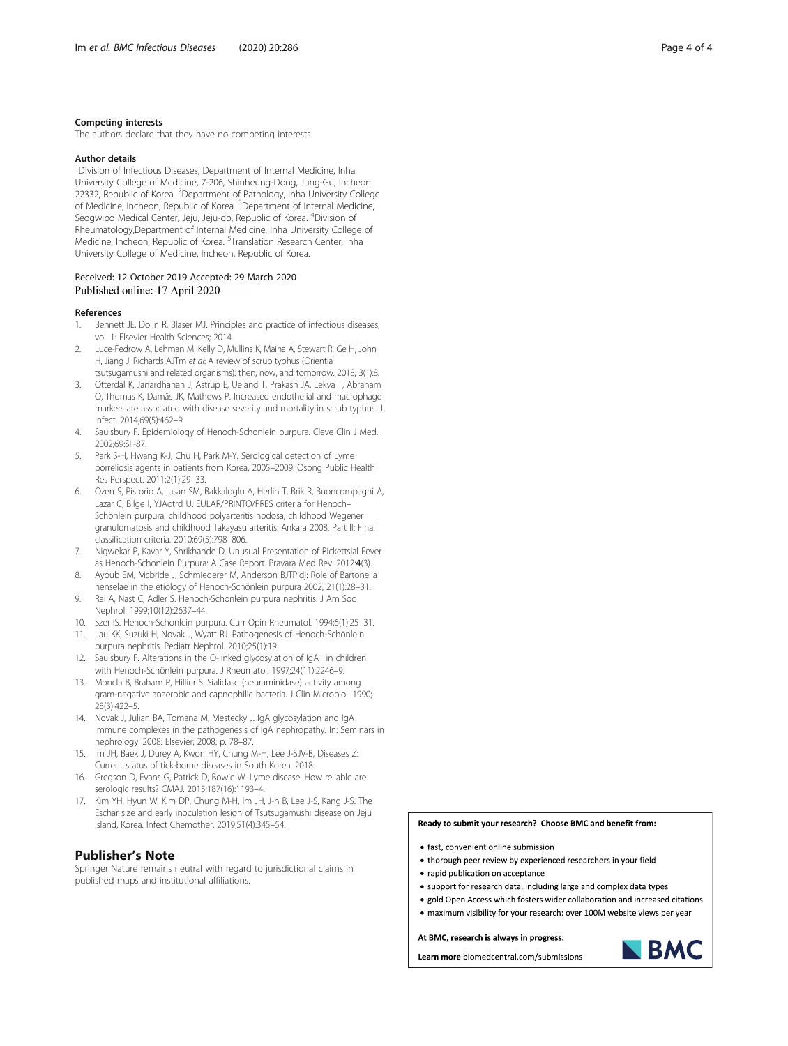### Competing interests

The authors declare that they have no competing interests.

### Author details

[1]Division of Infectious Diseases, Department of Internal Medicine, Inha University College of Medicine, 7-206, Shinheung-Dong, Jung-Gu, Incheon 22332, Republic of Korea. [2]Department of Pathology, Inha University College of Medicine, Incheon, Republic of Korea. [3]Department of Internal Medicine, Seogwipo Medical Center, Jeju, Jeju-do, Republic of Korea. [4]Division of Rheumatology,Department of Internal Medicine, Inha University College of Medicine, Incheon, Republic of Korea. [5]Translation Research Center, Inha University College of Medicine, Incheon, Republic of Korea.

Received: 12 October 2019 Accepted: 29 March 2020
Published online: 17 April 2020

### References

1. Bennett JE, Dolin R, Blaser MJ. Principles and practice of infectious diseases, vol. 1: Elsevier Health Sciences; 2014.
2. Luce-Fedrow A, Lehman M, Kelly D, Mullins K, Maina A, Stewart R, Ge H, John H, Jiang J, Richards AJTm et al: A review of scrub typhus (Orientia tsutsugamushi and related organisms): then, now, and tomorrow. 2018, 3(1):8.
3. Otterdal K, Janardhanan J, Astrup E, Ueland T, Prakash JA, Lekva T, Abraham O, Thomas K, Damås JK, Mathews P. Increased endothelial and macrophage markers are associated with disease severity and mortality in scrub typhus. J Infect. 2014;69(5):462–9.
4. Saulsbury F. Epidemiology of Henoch-Schonlein purpura. Cleve Clin J Med. 2002;69:SII-87.
5. Park S-H, Hwang K-J, Chu H, Park M-Y. Serological detection of Lyme borreliosis agents in patients from Korea, 2005–2009. Osong Public Health Res Perspect. 2011;2(1):29–33.
6. Ozen S, Pistorio A, Iusan SM, Bakkaloglu A, Herlin T, Brik R, Buoncompagni A, Lazar C, Bilge I, YJAotrd U. EULAR/PRINTO/PRES criteria for Henoch–Schönlein purpura, childhood polyarteritis nodosa, childhood Wegener granulomatosis and childhood Takayasu arteritis: Ankara 2008. Part II: Final classification criteria. 2010;69(5):798–806.
7. Nigwekar P, Kavar Y, Shrikhande D. Unusual Presentation of Rickettsial Fever as Henoch-Schonlein Purpura: A Case Report. Pravara Med Rev. 2012:**4**(3).
8. Ayoub EM, Mcbride J, Schmiederer M, Anderson BJTPidj: Role of Bartonella henselae in the etiology of Henoch-Schönlein purpura 2002, 21(1):28–31.
9. Rai A, Nast C, Adler S. Henoch-Schonlein purpura nephritis. J Am Soc Nephrol. 1999;10(12):2637–44.
10. Szer IS. Henoch-Schonlein purpura. Curr Opin Rheumatol. 1994;6(1):25–31.
11. Lau KK, Suzuki H, Novak J, Wyatt RJ. Pathogenesis of Henoch-Schönlein purpura nephritis. Pediatr Nephrol. 2010;25(1):19.
12. Saulsbury F. Alterations in the O-linked glycosylation of IgA1 in children with Henoch-Schönlein purpura. J Rheumatol. 1997;24(11):2246–9.
13. Moncla B, Braham P, Hillier S. Sialidase (neuraminidase) activity among gram-negative anaerobic and capnophilic bacteria. J Clin Microbiol. 1990; 28(3):422–5.
14. Novak J, Julian BA, Tomana M, Mestecky J. IgA glycosylation and IgA immune complexes in the pathogenesis of IgA nephropathy. In: Seminars in nephrology: 2008: Elsevier; 2008. p. 78–87.
15. Im JH, Baek J, Durey A, Kwon HY, Chung M-H, Lee J-SJV-B, Diseases Z: Current status of tick-borne diseases in South Korea. 2018.
16. Gregson D, Evans G, Patrick D, Bowie W. Lyme disease: How reliable are serologic results? CMAJ. 2015;187(16):1193–4.
17. Kim YH, Hyun W, Kim DP, Chung M-H, Im JH, J-h B, Lee J-S, Kang J-S. The Eschar size and early inoculation lesion of Tsutsugamushi disease on Jeju Island, Korea. Infect Chemother. 2019;51(4):345–54.

## Publisher's Note

Springer Nature remains neutral with regard to jurisdictional claims in published maps and institutional affiliations.

**Ready to submit your research? Choose BMC and benefit from:**

- fast, convenient online submission
- thorough peer review by experienced researchers in your field
- rapid publication on acceptance
- support for research data, including large and complex data types
- gold Open Access which fosters wider collaboration and increased citations
- maximum visibility for your research: over 100M website views per year

**At BMC, research is always in progress.**

**Learn more** biomedcentral.com/submissions